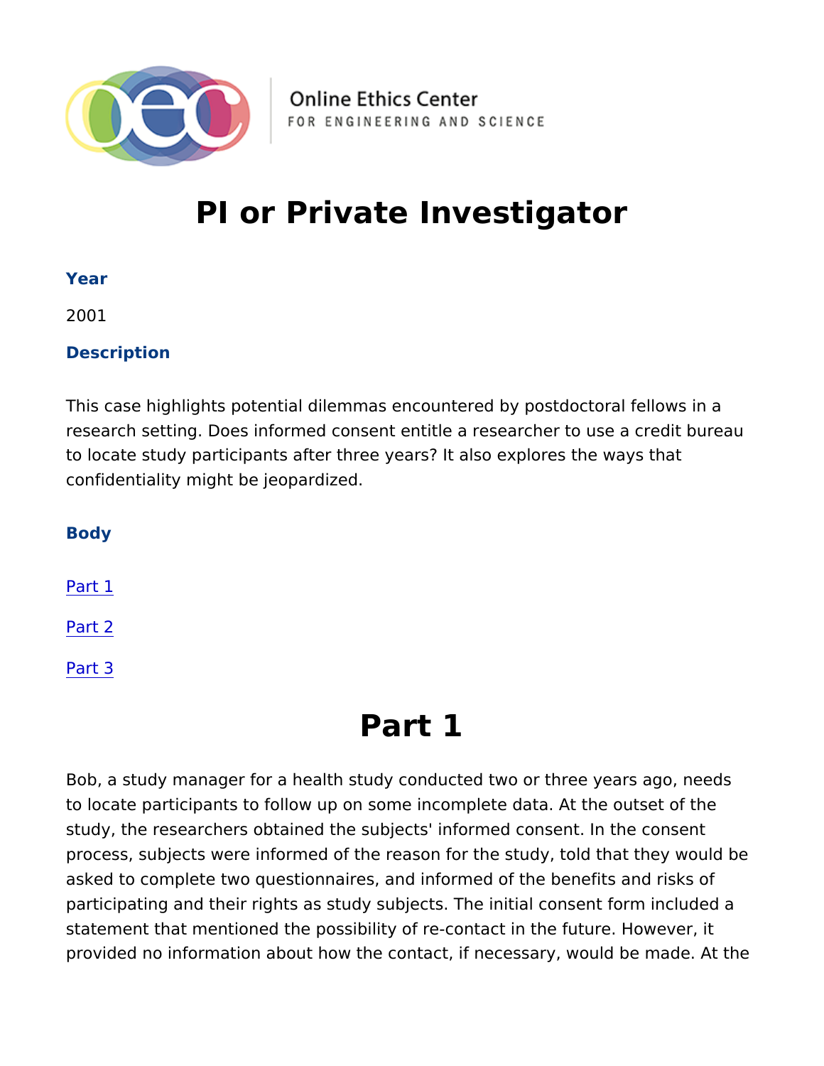Online Ethics Center
FOR ENGINEERING AND SCIENCE

# PI or Private Investigator

### Year

2001

### Description

This case highlights potential dilemmas encountered by postdoctoral fellows in a research setting. Does informed consent entitle a researcher to use a credit bureau to locate study participants after three years? It also explores the ways that confidentiality might be jeopardized.

### Body

Part 1

Part 2

Part 3

## Part 1

Bob, a study manager for a health study conducted two or three years ago, needs to locate participants to follow up on some incomplete data. At the outset of the study, the researchers obtained the subjects' informed consent. In the consent process, subjects were informed of the reason for the study, told that they would be asked to complete two questionnaires, and informed of the benefits and risks of participating and their rights as study subjects. The initial consent form included a statement that mentioned the possibility of re-contact in the future. However, it provided no information about how the contact, if necessary, would be made. At the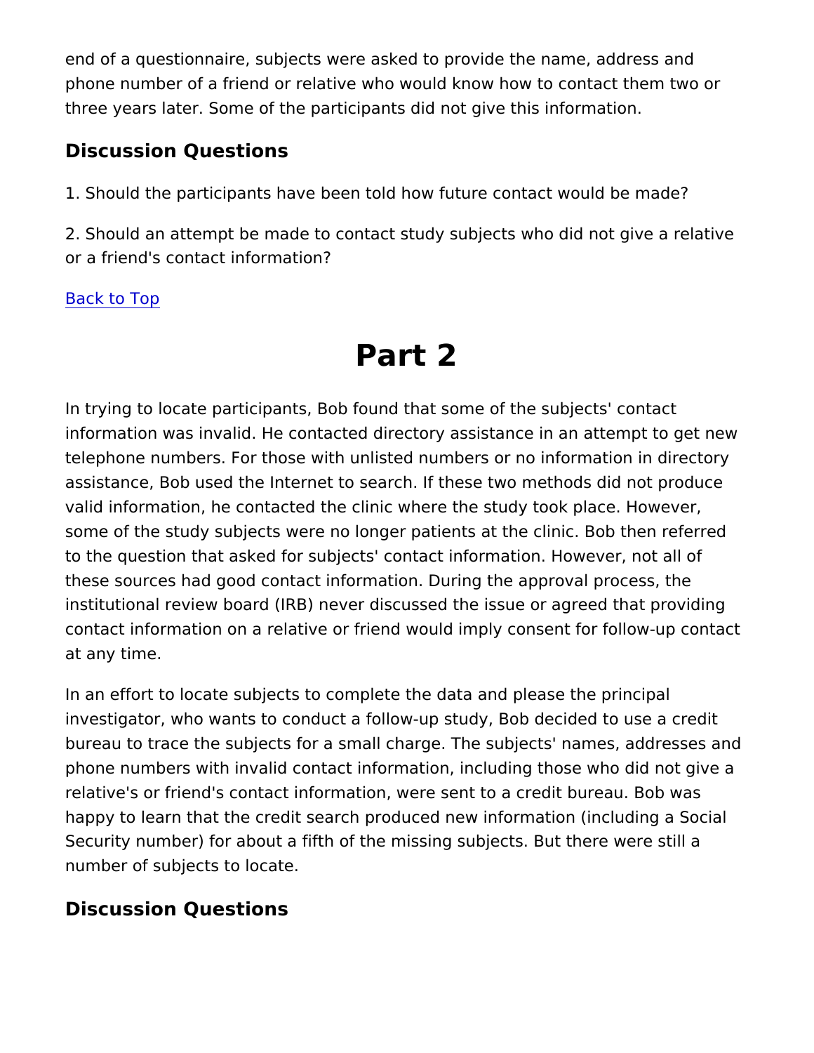end of a questionnaire, subjects were asked to provide the name, address and phone number of a friend or relative who would know how to contact them two or three years later. Some of the participants did not give this information.

### Discussion Questions

1. Should the participants have been told how future contact would be made?

2. Should an attempt be made to contact study subjects who did not give a relative or a friend's contact information?

Back to Top

# Part 2

In trying to locate participants, Bob found that some of the subjects' contact information was invalid. He contacted directory assistance in an attempt to get new telephone numbers. For those with unlisted numbers or no information in directory assistance, Bob used the Internet to search. If these two methods did not produce valid information, he contacted the clinic where the study took place. However, some of the study subjects were no longer patients at the clinic. Bob then referred to the question that asked for subjects' contact information. However, not all of these sources had good contact information. During the approval process, the institutional review board (IRB) never discussed the issue or agreed that providing contact information on a relative or friend would imply consent for follow-up contact at any time.

In an effort to locate subjects to complete the data and please the principal investigator, who wants to conduct a follow-up study, Bob decided to use a credit bureau to trace the subjects for a small charge. The subjects' names, addresses and phone numbers with invalid contact information, including those who did not give a relative's or friend's contact information, were sent to a credit bureau. Bob was happy to learn that the credit search produced new information (including a Social Security number) for about a fifth of the missing subjects. But there were still a number of subjects to locate.

### Discussion Questions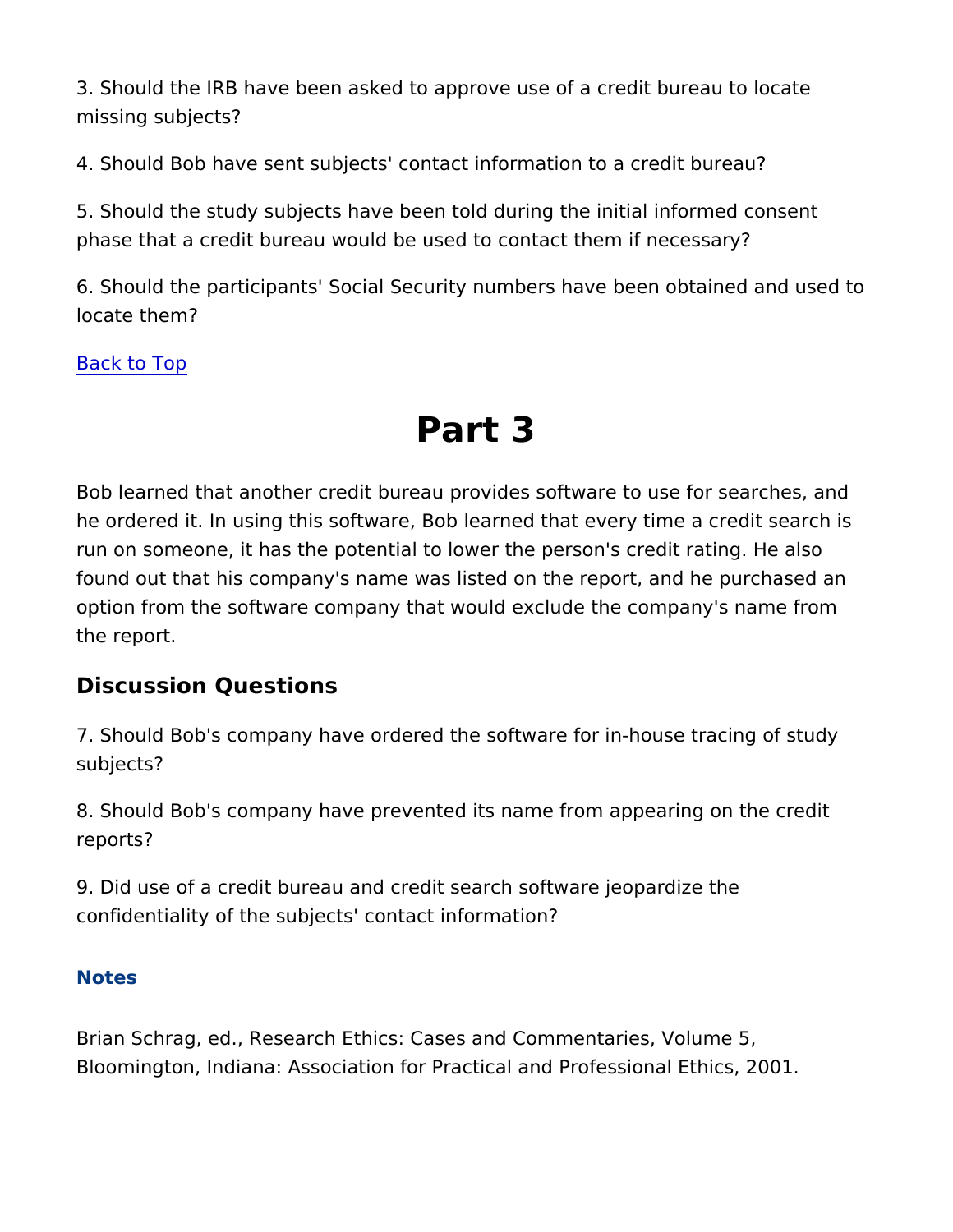3. Should the IRB have been asked to approve use of a credit bureau to locate missing subjects?

4. Should Bob have sent subjects' contact information to a credit bureau?

5. Should the study subjects have been told during the initial informed consent phase that a credit bureau would be used to contact them if necessary?

6. Should the participants' Social Security numbers have been obtained and used to locate them?

Back to Top

# Part 3

Bob learned that another credit bureau provides software to use for searches, and he ordered it. In using this software, Bob learned that every time a credit search is run on someone, it has the potential to lower the person's credit rating. He also found out that his company's name was listed on the report, and he purchased an option from the software company that would exclude the company's name from the report.

## Discussion Questions

7. Should Bob's company have ordered the software for in-house tracing of study subjects?

8. Should Bob's company have prevented its name from appearing on the credit reports?

9. Did use of a credit bureau and credit search software jeopardize the confidentiality of the subjects' contact information?

### Notes

Brian Schrag, ed., Research Ethics: Cases and Commentaries, Volume 5, Bloomington, Indiana: Association for Practical and Professional Ethics, 2001.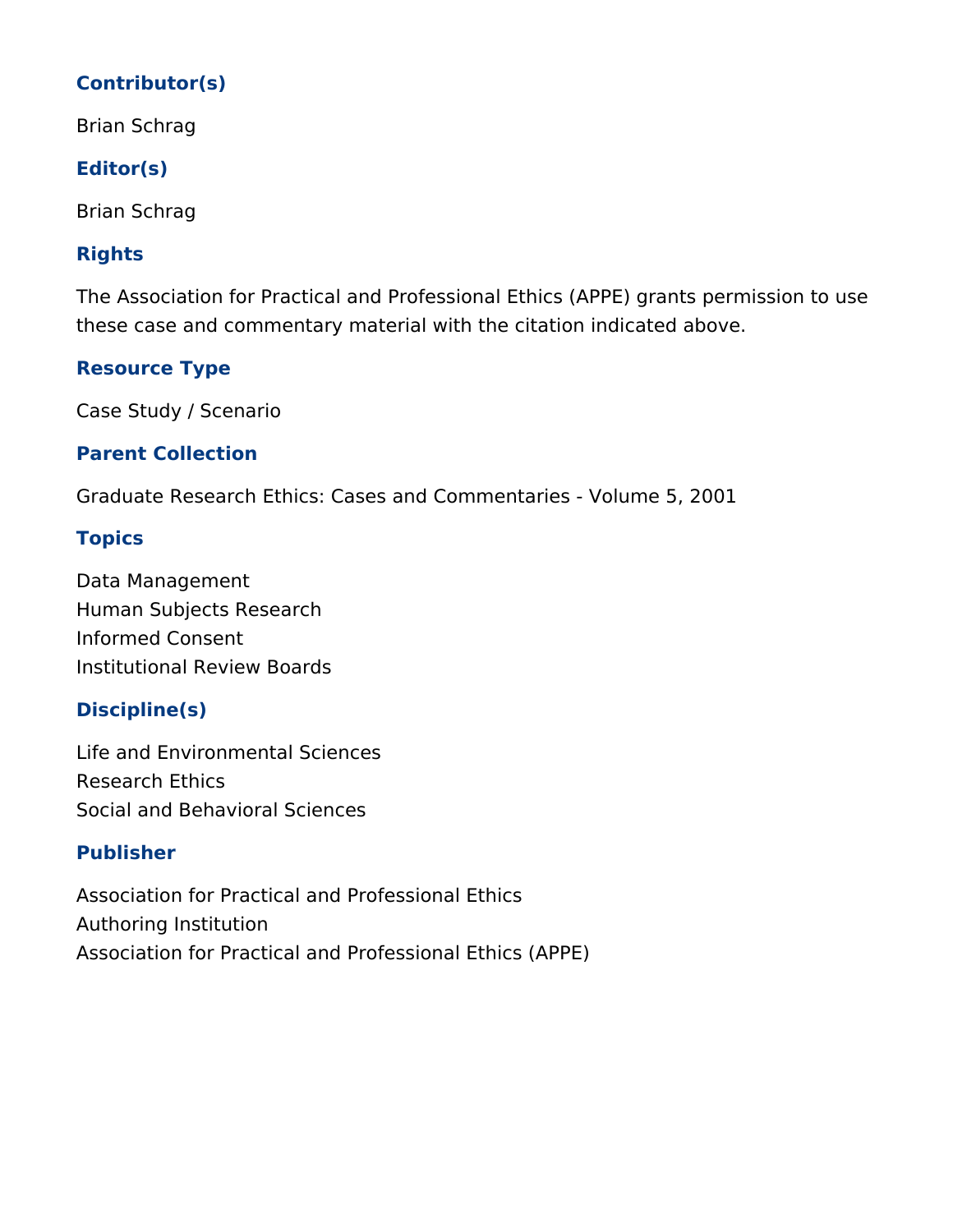### Contributor(s)

Brian Schrag

### Editor(s)

Brian Schrag

### Rights

The Association for Practical and Professional Ethics (APPE) grants permission to use these case and commentary material with the citation indicated above.

### Resource Type

Case Study / Scenario

### Parent Collection

Graduate Research Ethics: Cases and Commentaries - Volume 5, 2001

### Topics

Data Management
Human Subjects Research
Informed Consent
Institutional Review Boards

### Discipline(s)

Life and Environmental Sciences
Research Ethics
Social and Behavioral Sciences

### Publisher

Association for Practical and Professional Ethics
Authoring Institution
Association for Practical and Professional Ethics (APPE)